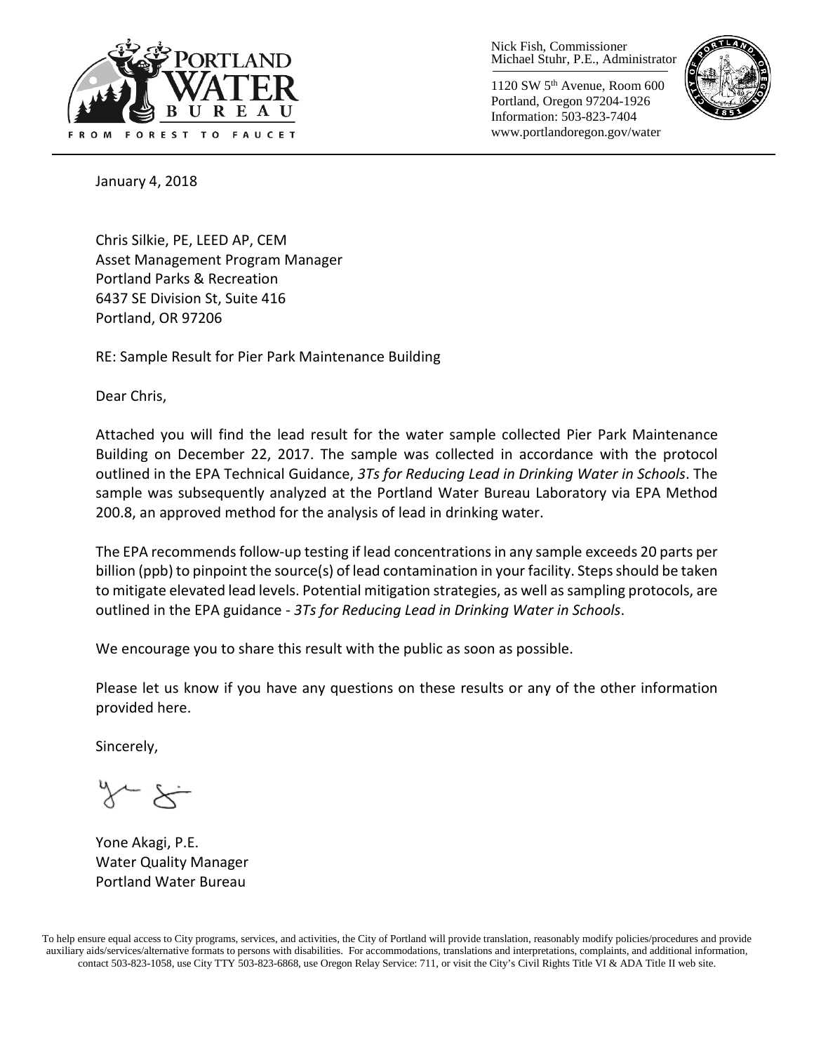PORTLAND WATER BUREAU

FROM FOREST TO FAUCET

Nick Fish, Commissioner
Michael Stuhr, P.E., Administrator

1120 SW 5th Avenue, Room 600
Portland, Oregon 97204-1926
Information: 503-823-7404
www.portlandoregon.gov/water

January 4, 2018

Chris Silkie, PE, LEED AP, CEM
Asset Management Program Manager
Portland Parks & Recreation
6437 SE Division St, Suite 416
Portland, OR 97206

RE: Sample Result for Pier Park Maintenance Building

Dear Chris,

Attached you will find the lead result for the water sample collected Pier Park Maintenance Building on December 22, 2017. The sample was collected in accordance with the protocol outlined in the EPA Technical Guidance, *3Ts for Reducing Lead in Drinking Water in Schools*. The sample was subsequently analyzed at the Portland Water Bureau Laboratory via EPA Method 200.8, an approved method for the analysis of lead in drinking water.

The EPA recommends follow-up testing if lead concentrations in any sample exceeds 20 parts per billion (ppb) to pinpoint the source(s) of lead contamination in your facility. Steps should be taken to mitigate elevated lead levels. Potential mitigation strategies, as well as sampling protocols, are outlined in the EPA guidance - *3Ts for Reducing Lead in Drinking Water in Schools*.

We encourage you to share this result with the public as soon as possible.

Please let us know if you have any questions on these results or any of the other information provided here.

Sincerely,

Yone Akagi, P.E.
Water Quality Manager
Portland Water Bureau

To help ensure equal access to City programs, services, and activities, the City of Portland will provide translation, reasonably modify policies/procedures and provide auxiliary aids/services/alternative formats to persons with disabilities. For accommodations, translations and interpretations, complaints, and additional information, contact 503-823-1058, use City TTY 503-823-6868, use Oregon Relay Service: 711, or visit the City's Civil Rights Title VI & ADA Title II web site.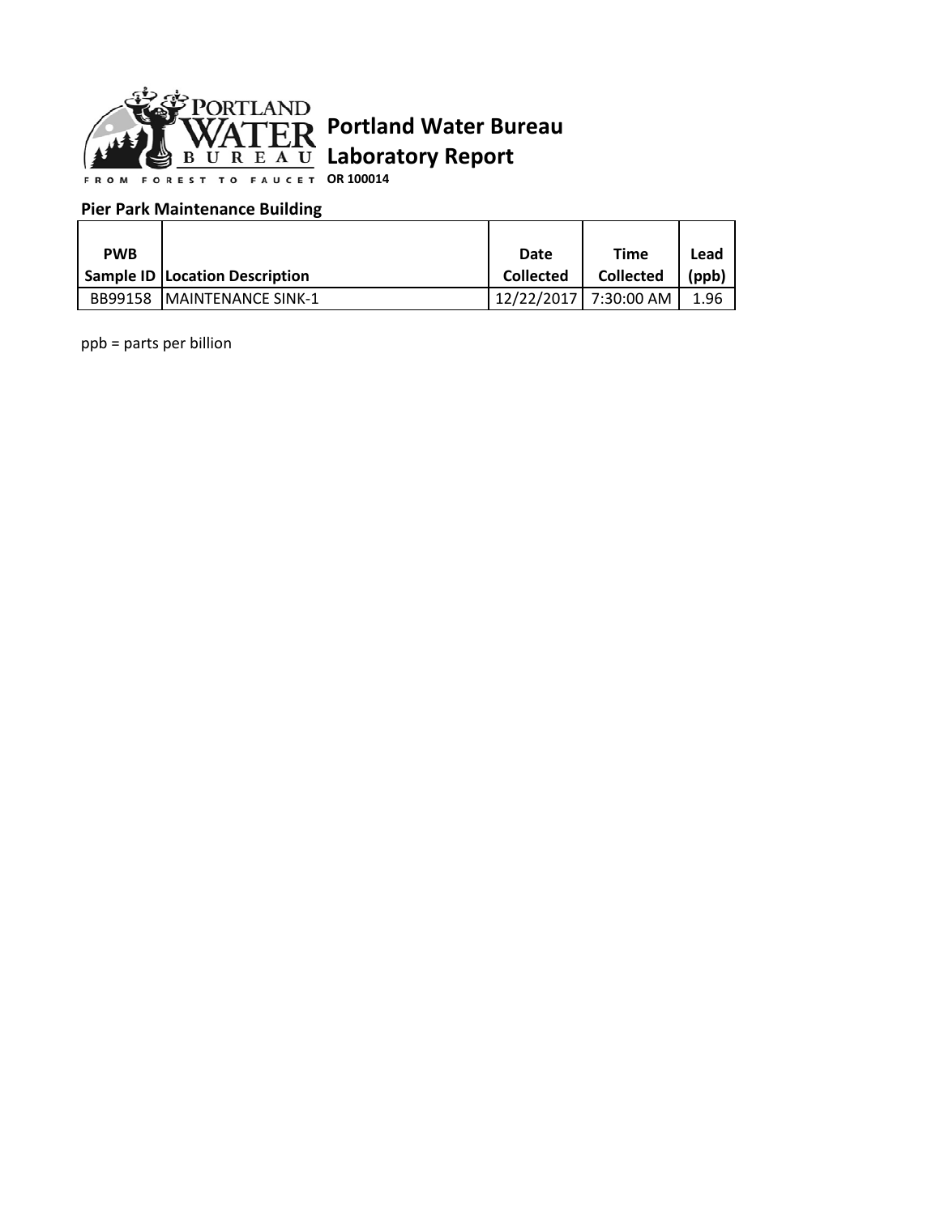# Portland Water Bureau Laboratory Report

FROM FOREST TO FAUCET **OR 100014**

**Pier Park Maintenance Building**

| PWB Sample ID | Location Description | Date Collected | Time Collected | Lead (ppb) |
|---|---|---|---|---|
| BB99158 | MAINTENANCE SINK-1 | 12/22/2017 | 7:30:00 AM | 1.96 |

ppb = parts per billion